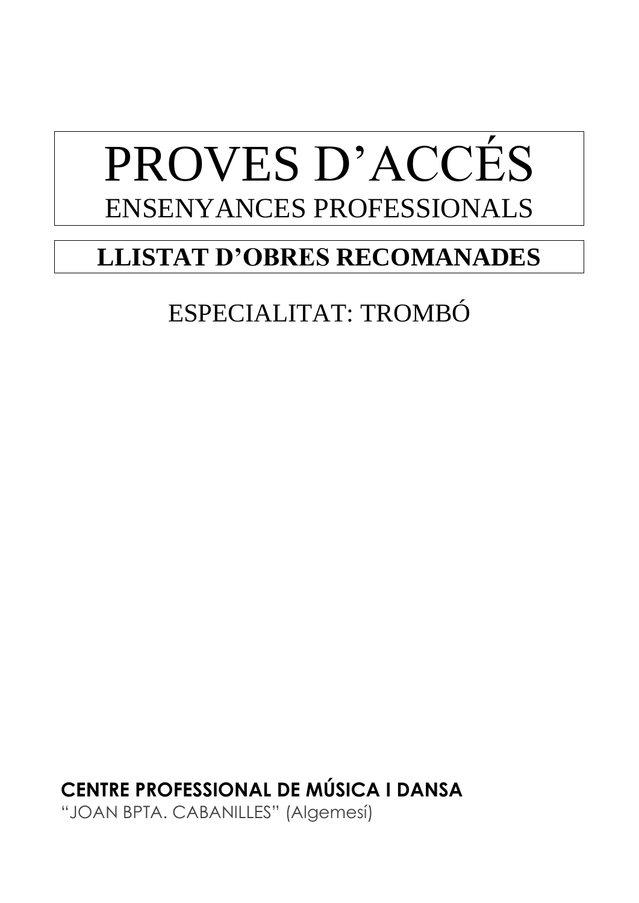# PROVES D'ACCÉS

## ENSENYANCES PROFESSIONALS

## LLISTAT D'OBRES RECOMANADES

ESPECIALITAT: TROMBÓ

**CENTRE PROFESSIONAL DE MÚSICA I DANSA**

"JOAN BPTA. CABANILLES" (Algemesí)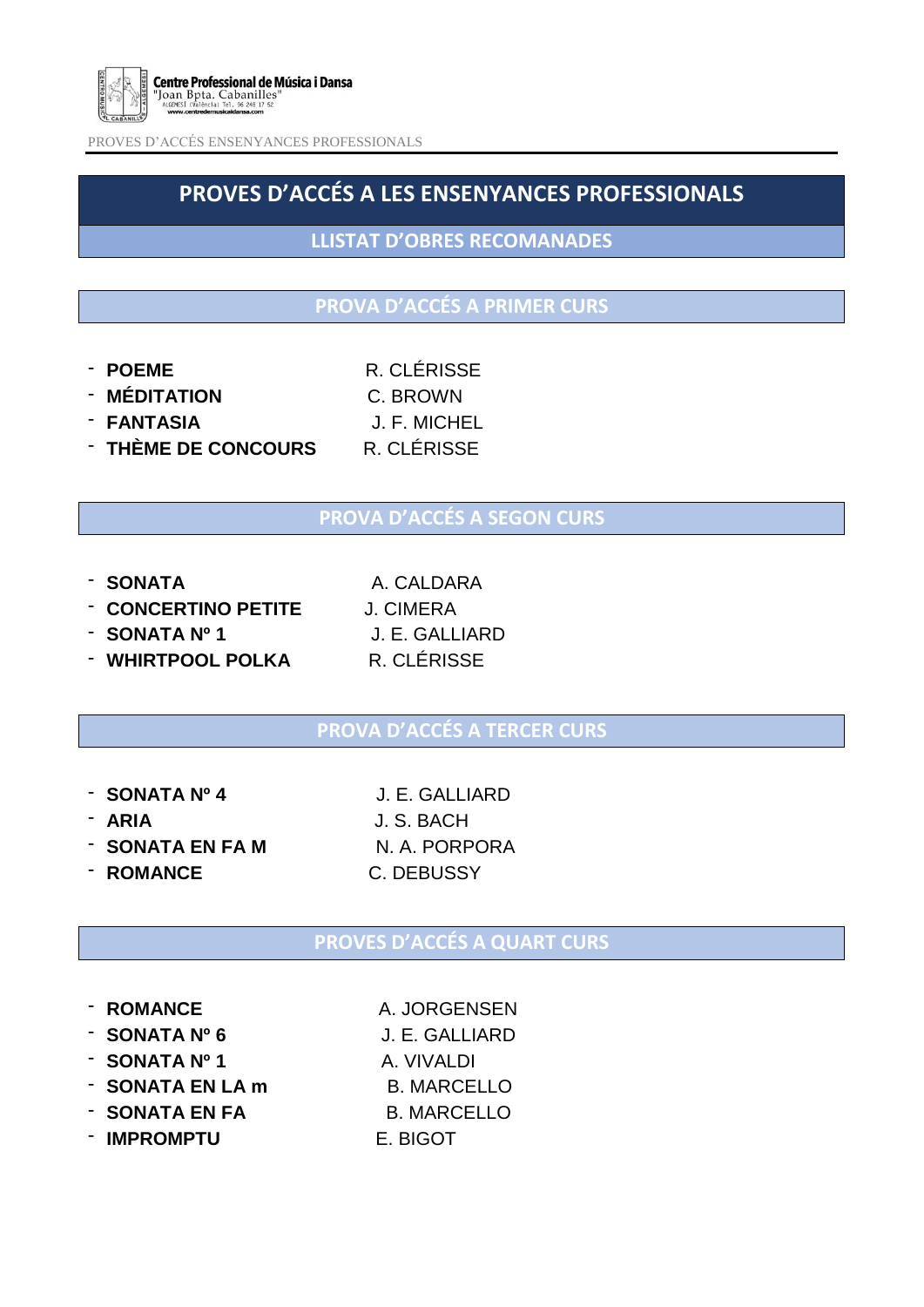# PROVES D'ACCÉS A LES ENSENYANCES PROFESSIONALS

## LLISTAT D'OBRES RECOMANADES

### PROVA D'ACCÉS A PRIMER CURS

- **POEME** R. CLÉRISSE
- **MÉDITATION** C. BROWN
- **FANTASIA** J. F. MICHEL
- **THÈME DE CONCOURS** R. CLÉRISSE

### PROVA D'ACCÉS A SEGON CURS

- **SONATA** A. CALDARA
- **CONCERTINO PETITE** J. CIMERA
- **SONATA Nº 1** J. E. GALLIARD
- **WHIRTPOOL POLKA** R. CLÉRISSE

### PROVA D'ACCÉS A TERCER CURS

- **SONATA Nº 4** J. E. GALLIARD
- **ARIA** J. S. BACH
- **SONATA EN FA M** N. A. PORPORA
- **ROMANCE** C. DEBUSSY

### PROVES D'ACCÉS A QUART CURS

- **ROMANCE** A. JORGENSEN
- **SONATA Nº 6** J. E. GALLIARD
- **SONATA Nº 1** A. VIVALDI
- **SONATA EN LA m** B. MARCELLO
- **SONATA EN FA** B. MARCELLO
- **IMPROMPTU** E. BIGOT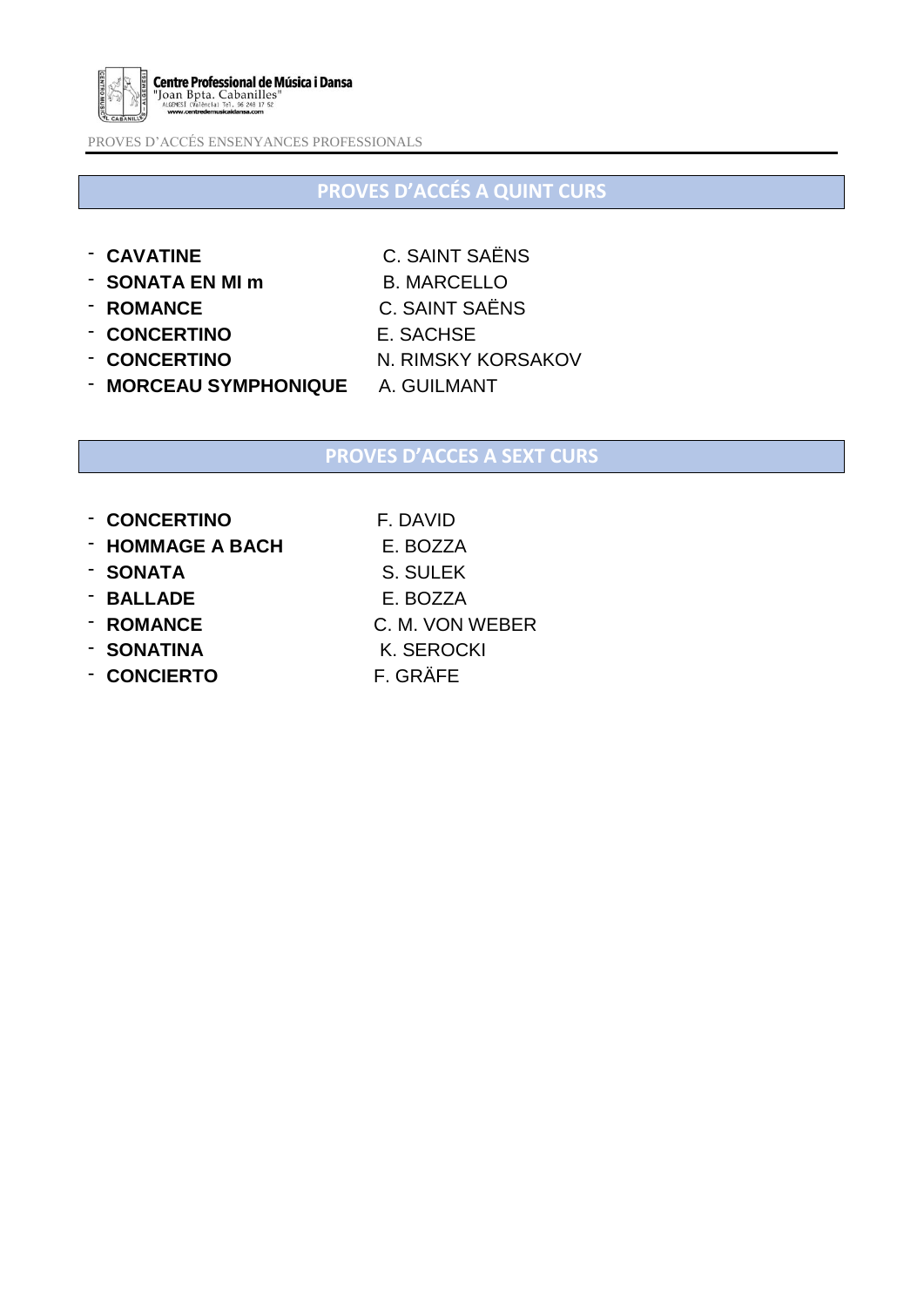## PROVES D'ACCÉS A QUINT CURS

- **CAVATINE** C. SAINT SAËNS
- **SONATA EN MI m** B. MARCELLO
- **ROMANCE** C. SAINT SAËNS
- **CONCERTINO** E. SACHSE
- **CONCERTINO** N. RIMSKY KORSAKOV
- **MORCEAU SYMPHONIQUE** A. GUILMANT

## PROVES D'ACCES A SEXT CURS

- **CONCERTINO** F. DAVID
- **HOMMAGE A BACH** E. BOZZA
- **SONATA** S. SULEK
- **BALLADE** E. BOZZA
- **ROMANCE** C. M. VON WEBER
- **SONATINA** K. SEROCKI
- **CONCIERTO** F. GRÄFE